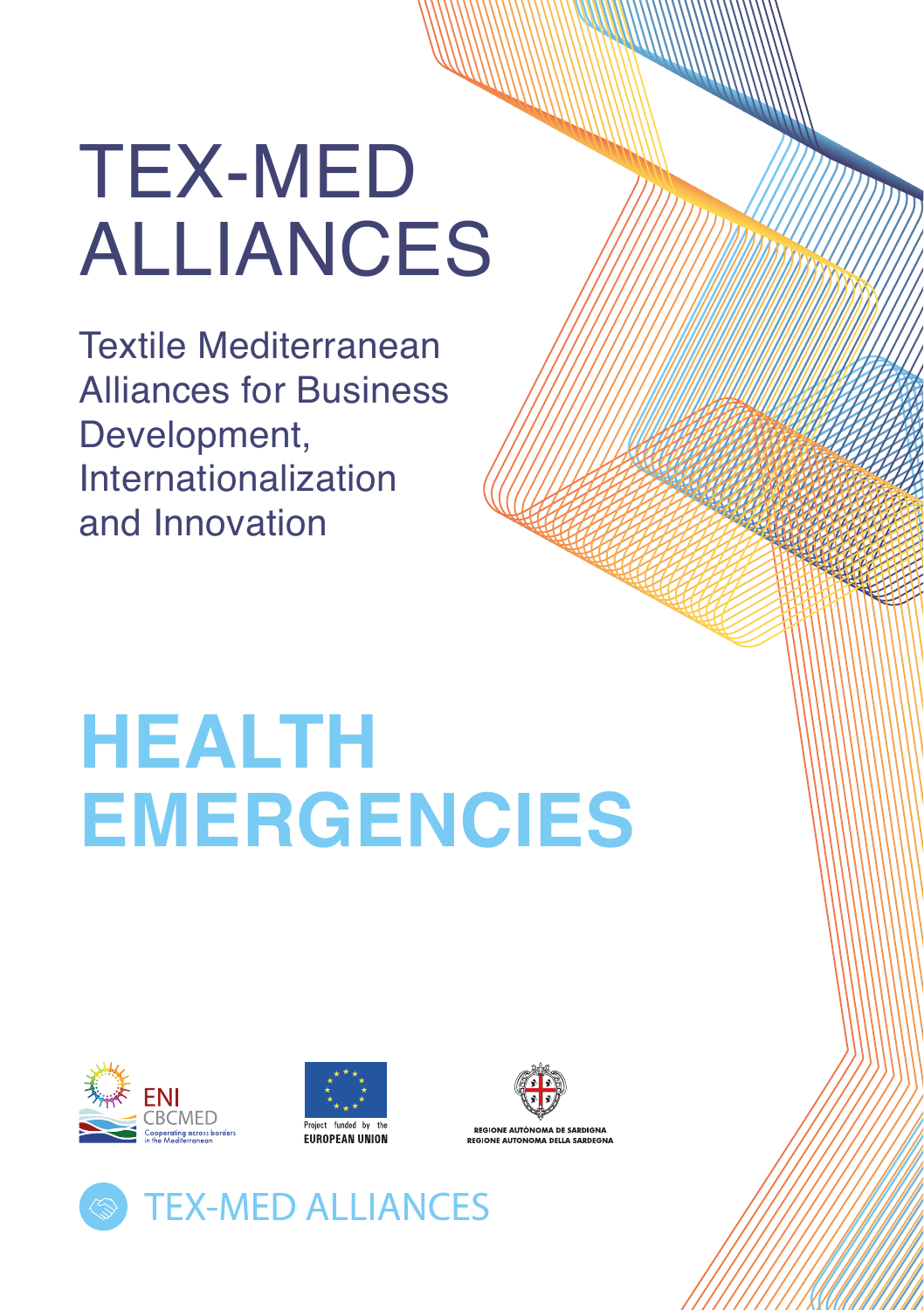# TEX-MED ALLIANCES

Textile Mediterranean Alliances for Business Development, Internationalization and Innovation

# HEALTH EMERGENCIES

ENI CBCMED
Cooperating across borders in the Mediterranean

Project funded by the EUROPEAN UNION

REGIONE AUTÒNOMA DE SARDIGNA
REGIONE AUTONOMA DELLA SARDEGNA

TEX-MED ALLIANCES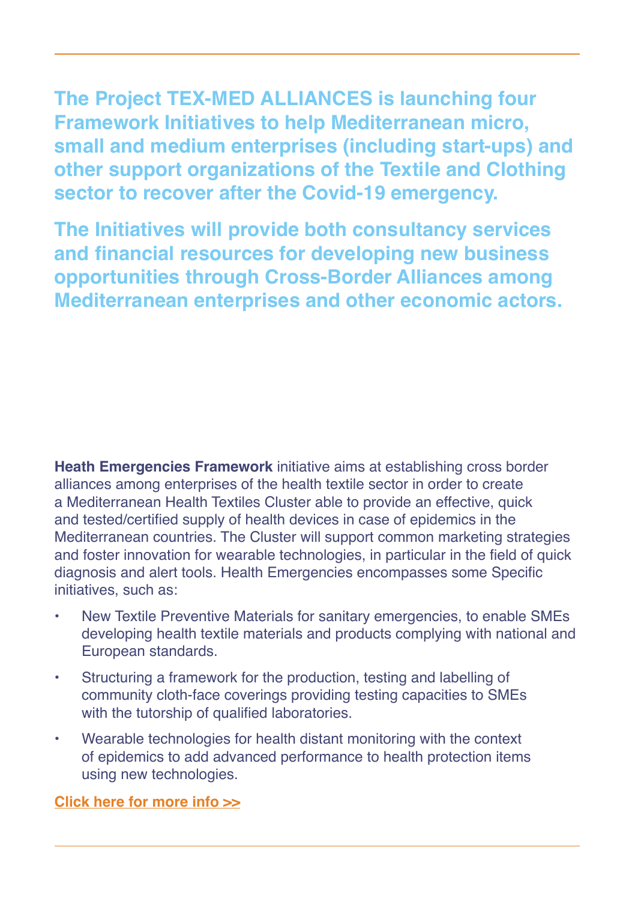**The Project TEX-MED ALLIANCES is launching four Framework Initiatives to help Mediterranean micro, small and medium enterprises (including start-ups) and other support organizations of the Textile and Clothing sector to recover after the Covid-19 emergency.**

**The Initiatives will provide both consultancy services and financial resources for developing new business opportunities through Cross-Border Alliances among Mediterranean enterprises and other economic actors.**

**Heath Emergencies Framework** initiative aims at establishing cross border alliances among enterprises of the health textile sector in order to create a Mediterranean Health Textiles Cluster able to provide an effective, quick and tested/certified supply of health devices in case of epidemics in the Mediterranean countries. The Cluster will support common marketing strategies and foster innovation for wearable technologies, in particular in the field of quick diagnosis and alert tools. Health Emergencies encompasses some Specific initiatives, such as:

- New Textile Preventive Materials for sanitary emergencies, to enable SMEs developing health textile materials and products complying with national and European standards.
- Structuring a framework for the production, testing and labelling of community cloth-face coverings providing testing capacities to SMEs with the tutorship of qualified laboratories.
- Wearable technologies for health distant monitoring with the context of epidemics to add advanced performance to health protection items using new technologies.

**Click here for more info >>**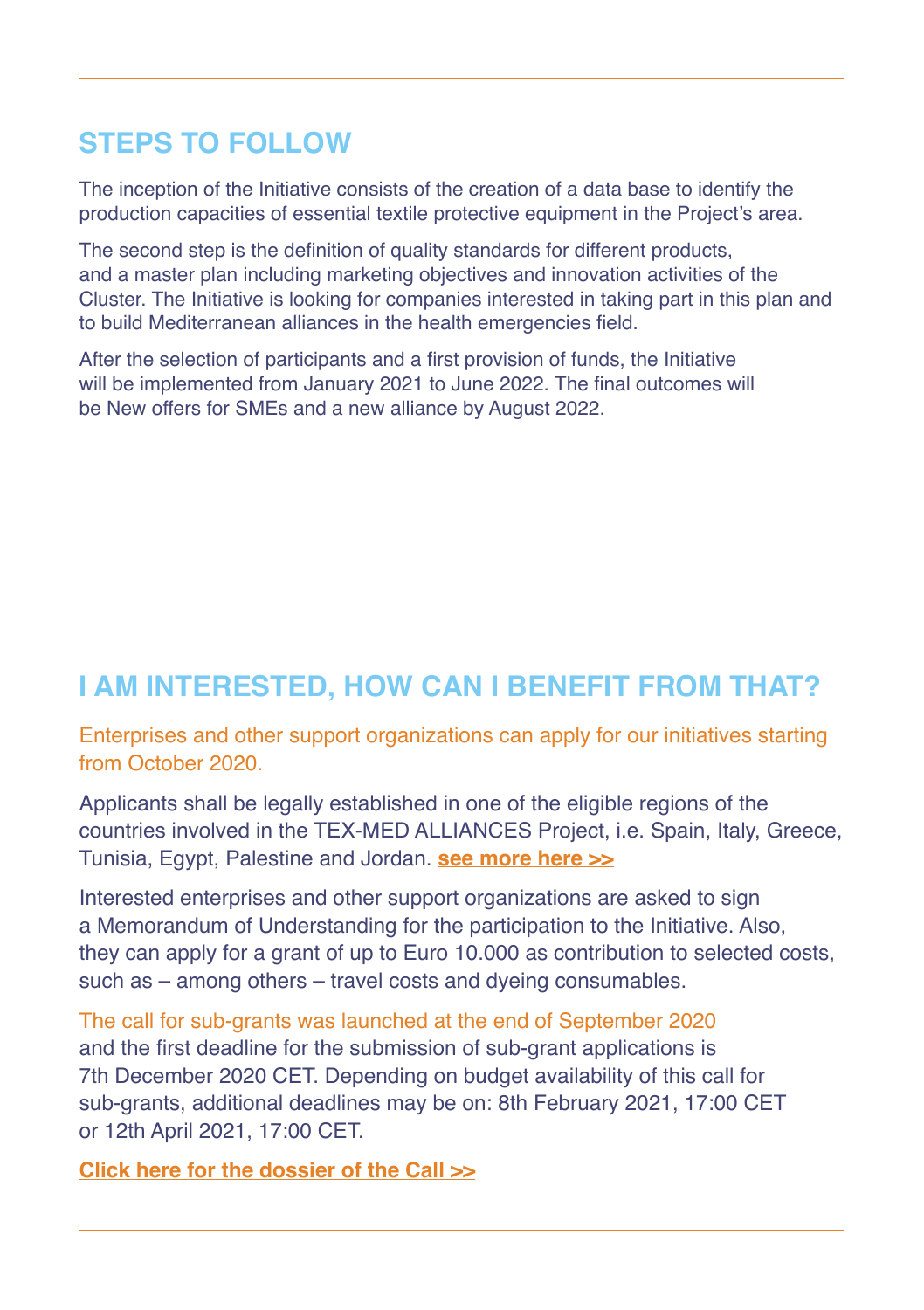## STEPS TO FOLLOW

The inception of the Initiative consists of the creation of a data base to identify the production capacities of essential textile protective equipment in the Project's area.

The second step is the definition of quality standards for different products, and a master plan including marketing objectives and innovation activities of the Cluster. The Initiative is looking for companies interested in taking part in this plan and to build Mediterranean alliances in the health emergencies field.

After the selection of participants and a first provision of funds, the Initiative will be implemented from January 2021 to June 2022. The final outcomes will be New offers for SMEs and a new alliance by August 2022.

## I AM INTERESTED, HOW CAN I BENEFIT FROM THAT?

Enterprises and other support organizations can apply for our initiatives starting from October 2020.

Applicants shall be legally established in one of the eligible regions of the countries involved in the TEX-MED ALLIANCES Project, i.e. Spain, Italy, Greece, Tunisia, Egypt, Palestine and Jordan. **see more here >>**

Interested enterprises and other support organizations are asked to sign a Memorandum of Understanding for the participation to the Initiative. Also, they can apply for a grant of up to Euro 10.000 as contribution to selected costs, such as – among others – travel costs and dyeing consumables.

The call for sub-grants was launched at the end of September 2020 and the first deadline for the submission of sub-grant applications is 7th December 2020 CET. Depending on budget availability of this call for sub-grants, additional deadlines may be on: 8th February 2021, 17:00 CET or 12th April 2021, 17:00 CET.

**Click here for the dossier of the Call >>**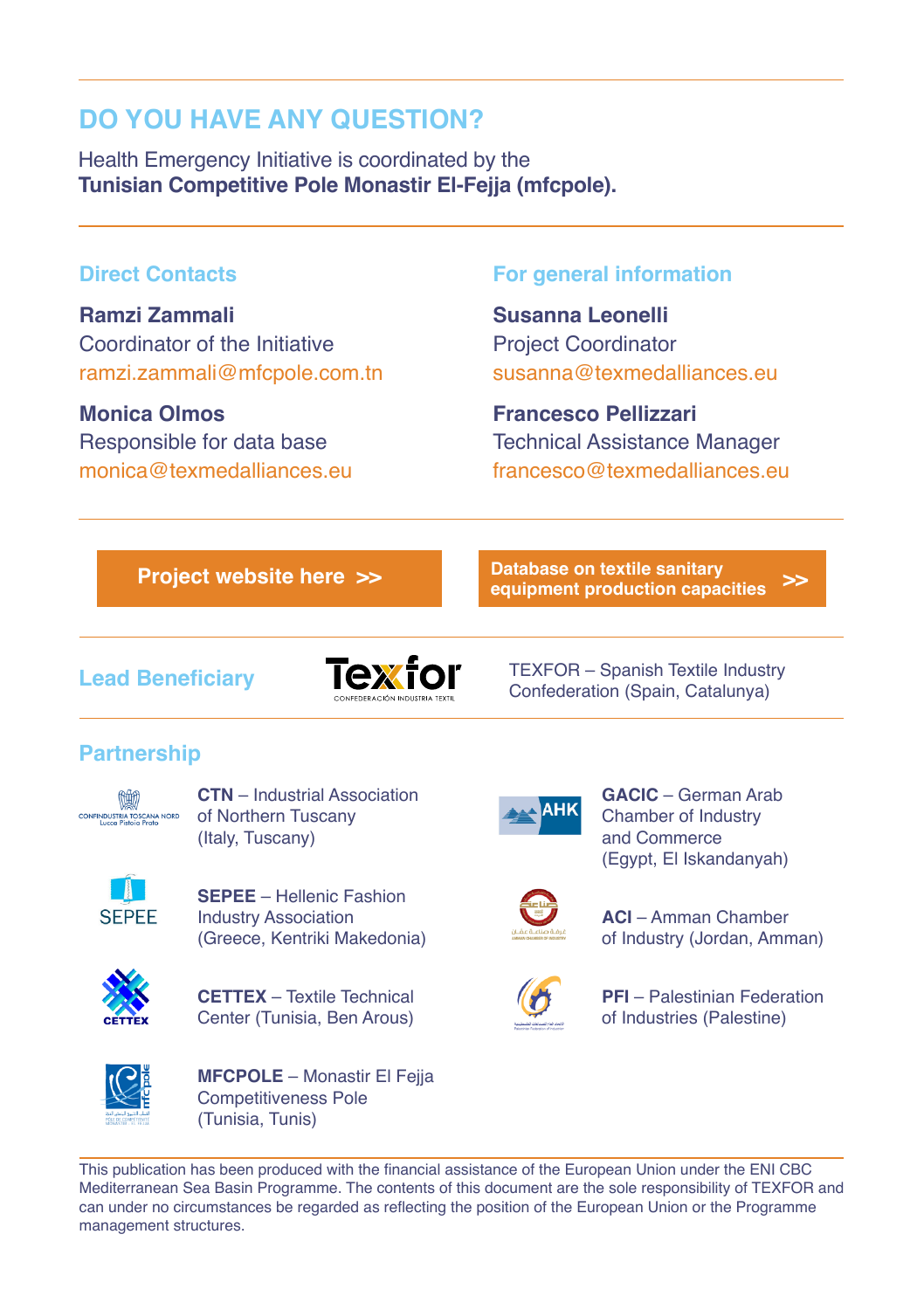## DO YOU HAVE ANY QUESTION?

Health Emergency Initiative is coordinated by the
**Tunisian Competitive Pole Monastir El-Fejja (mfcpole).**

### Direct Contacts

**Ramzi Zammali**
Coordinator of the Initiative
ramzi.zammali@mfcpole.com.tn

**Monica Olmos**
Responsible for data base
monica@texmedalliances.eu

### For general information

**Susanna Leonelli**
Project Coordinator
susanna@texmedalliances.eu

**Francesco Pellizzari**
Technical Assistance Manager
francesco@texmedalliances.eu

**Project website here >>**

**Database on textile sanitary equipment production capacities >>**

### Lead Beneficiary

Texfor — CONFEDERACIÓN INDUSTRIA TEXTIL

TEXFOR – Spanish Textile Industry Confederation (Spain, Catalunya)

### Partnership

**CTN** – Industrial Association of Northern Tuscany (Italy, Tuscany)

**SEPEE** – Hellenic Fashion Industry Association (Greece, Kentriki Makedonia)

**CETTEX** – Textile Technical Center (Tunisia, Ben Arous)

**MFCPOLE** – Monastir El Fejja Competitiveness Pole (Tunisia, Tunis)

**GACIC** – German Arab Chamber of Industry and Commerce (Egypt, El Iskandanyah)

**ACI** – Amman Chamber of Industry (Jordan, Amman)

**PFI** – Palestinian Federation of Industries (Palestine)

This publication has been produced with the financial assistance of the European Union under the ENI CBC Mediterranean Sea Basin Programme. The contents of this document are the sole responsibility of TEXFOR and can under no circumstances be regarded as reflecting the position of the European Union or the Programme management structures.